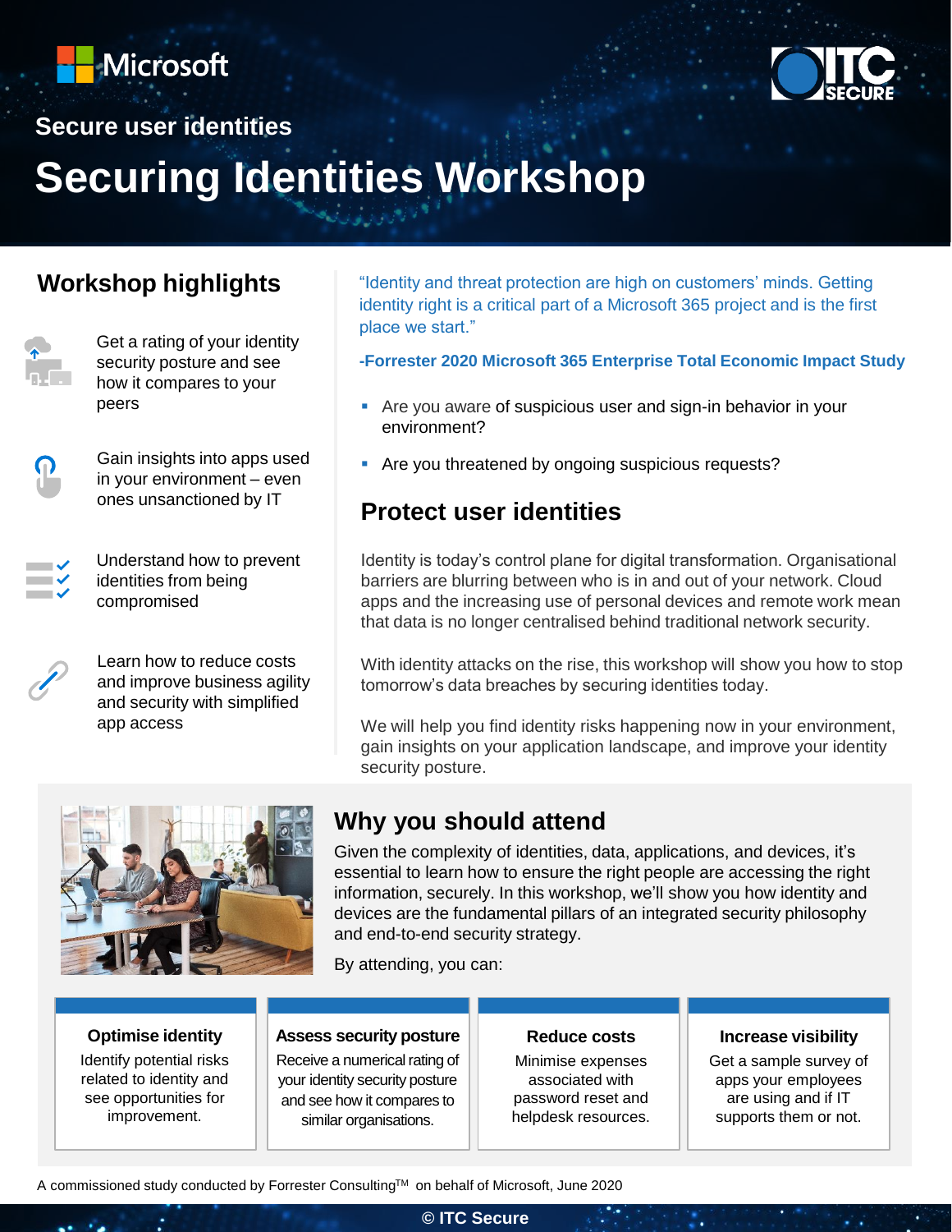Microsoft

ITC SECURE

Secure user identities

# Securing Identities Workshop

## Workshop highlights

- Get a rating of your identity security posture and see how it compares to your peers
- Gain insights into apps used in your environment – even ones unsanctioned by IT
- Understand how to prevent identities from being compromised
- Learn how to reduce costs and improve business agility and security with simplified app access

"Identity and threat protection are high on customers' minds. Getting identity right is a critical part of a Microsoft 365 project and is the first place we start."

**-Forrester 2020 Microsoft 365 Enterprise Total Economic Impact Study**

- Are you aware of suspicious user and sign-in behavior in your environment?
- Are you threatened by ongoing suspicious requests?

## Protect user identities

Identity is today's control plane for digital transformation. Organisational barriers are blurring between who is in and out of your network. Cloud apps and the increasing use of personal devices and remote work mean that data is no longer centralised behind traditional network security.

With identity attacks on the rise, this workshop will show you how to stop tomorrow's data breaches by securing identities today.

We will help you find identity risks happening now in your environment, gain insights on your application landscape, and improve your identity security posture.

## Why you should attend

Given the complexity of identities, data, applications, and devices, it's essential to learn how to ensure the right people are accessing the right information, securely. In this workshop, we'll show you how identity and devices are the fundamental pillars of an integrated security philosophy and end-to-end security strategy.

By attending, you can:

**Optimise identity**

Identify potential risks related to identity and see opportunities for improvement.

**Assess security posture**

Receive a numerical rating of your identity security posture and see how it compares to similar organisations.

**Reduce costs**

Minimise expenses associated with password reset and helpdesk resources.

**Increase visibility**

Get a sample survey of apps your employees are using and if IT supports them or not.

A commissioned study conducted by Forrester Consulting™ on behalf of Microsoft, June 2020

© ITC Secure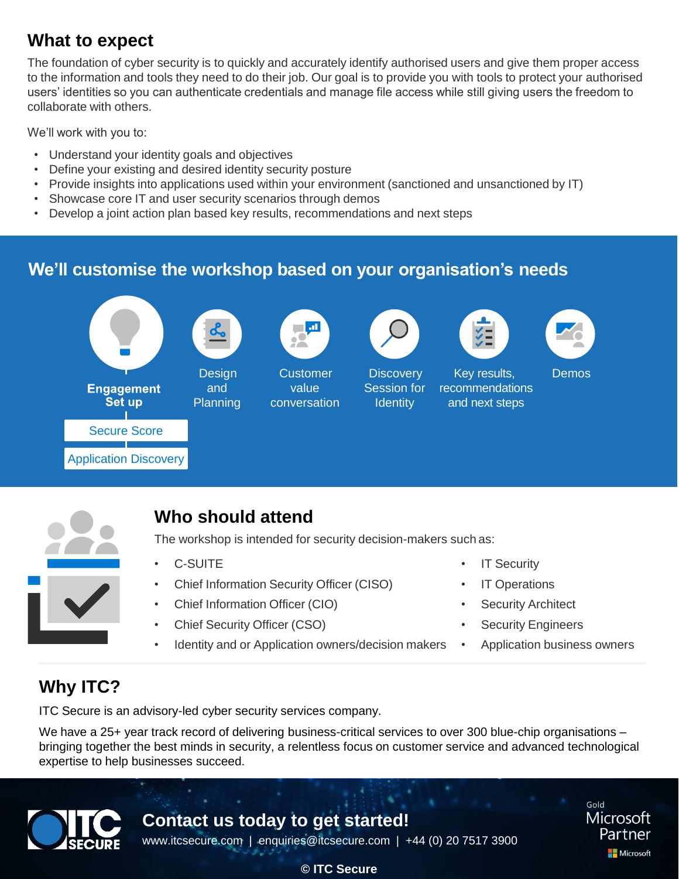## What to expect

The foundation of cyber security is to quickly and accurately identify authorised users and give them proper access to the information and tools they need to do their job. Our goal is to provide you with tools to protect your authorised users' identities so you can authenticate credentials and manage file access while still giving users the freedom to collaborate with others.

We'll work with you to:

- Understand your identity goals and objectives
- Define your existing and desired identity security posture
- Provide insights into applications used within your environment (sanctioned and unsanctioned by IT)
- Showcase core IT and user security scenarios through demos
- Develop a joint action plan based key results, recommendations and next steps

## We'll customise the workshop based on your organisation's needs

**Engagement Set up**

Secure Score

Application Discovery

Design and Planning

Customer value conversation

Discovery Session for Identity

Key results, recommendations and next steps

Demos

## Who should attend

The workshop is intended for security decision-makers such as:

- C-SUITE
- Chief Information Security Officer (CISO)
- Chief Information Officer (CIO)
- Chief Security Officer (CSO)
- Identity and or Application owners/decision makers
- IT Security
- IT Operations
- Security Architect
- Security Engineers
- Application business owners

## Why ITC?

ITC Secure is an advisory-led cyber security services company.

We have a 25+ year track record of delivering business-critical services to over 300 blue-chip organisations – bringing together the best minds in security, a relentless focus on customer service and advanced technological expertise to help businesses succeed.

**Contact us today to get started!**

www.itcsecure.com | enquiries@itcsecure.com | +44 (0) 20 7517 3900

Gold Microsoft Partner

© ITC Secure